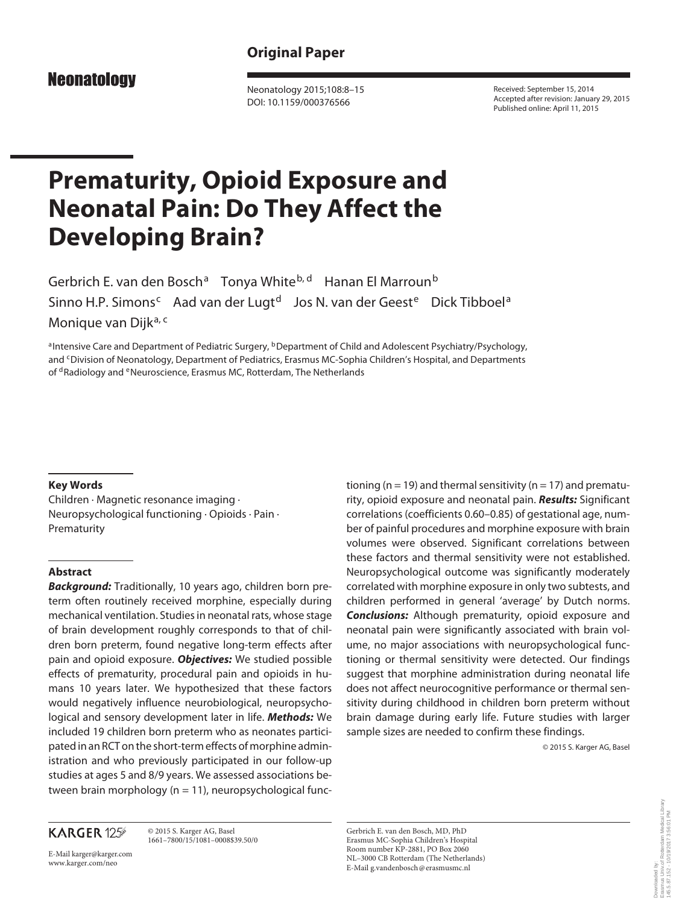## Original Paper

**Neonatology**

Neonatology 2015;108:8–15
DOI: 10.1159/000376566

Received: September 15, 2014
Accepted after revision: January 29, 2015
Published online: April 11, 2015

# Prematurity, Opioid Exposure and Neonatal Pain: Do They Affect the Developing Brain?

Gerbrich E. van den Bosch[a] Tonya White[b, d] Hanan El Marroun[b] Sinno H.P. Simons[c] Aad van der Lugt[d] Jos N. van der Geest[e] Dick Tibboel[a] Monique van Dijk[a, c]

[a]Intensive Care and Department of Pediatric Surgery, [b]Department of Child and Adolescent Psychiatry/Psychology, and [c]Division of Neonatology, Department of Pediatrics, Erasmus MC-Sophia Children's Hospital, and Departments of [d]Radiology and [e]Neuroscience, Erasmus MC, Rotterdam, The Netherlands

### Key Words

Children · Magnetic resonance imaging · Neuropsychological functioning · Opioids · Pain · Prematurity

### Abstract

***Background:*** Traditionally, 10 years ago, children born preterm often routinely received morphine, especially during mechanical ventilation. Studies in neonatal rats, whose stage of brain development roughly corresponds to that of children born preterm, found negative long-term effects after pain and opioid exposure. ***Objectives:*** We studied possible effects of prematurity, procedural pain and opioids in humans 10 years later. We hypothesized that these factors would negatively influence neurobiological, neuropsychological and sensory development later in life. ***Methods:*** We included 19 children born preterm who as neonates participated in an RCT on the short-term effects of morphine administration and who previously participated in our follow-up studies at ages 5 and 8/9 years. We assessed associations between brain morphology (n = 11), neuropsychological functioning (n = 19) and thermal sensitivity (n = 17) and prematurity, opioid exposure and neonatal pain. ***Results:*** Significant correlations (coefficients 0.60–0.85) of gestational age, number of painful procedures and morphine exposure with brain volumes were observed. Significant correlations between these factors and thermal sensitivity were not established. Neuropsychological outcome was significantly moderately correlated with morphine exposure in only two subtests, and children performed in general 'average' by Dutch norms. ***Conclusions:*** Although prematurity, opioid exposure and neonatal pain were significantly associated with brain volume, no major associations with neuropsychological functioning or thermal sensitivity were detected. Our findings suggest that morphine administration during neonatal life does not affect neurocognitive performance or thermal sensitivity during childhood in children born preterm without brain damage during early life. Future studies with larger sample sizes are needed to confirm these findings.

© 2015 S. Karger AG, Basel

KARGER 125

© 2015 S. Karger AG, Basel
1661–7800/15/1081–0008$39.50/0

E-Mail karger@karger.com
www.karger.com/neo

Gerbrich E. van den Bosch, MD, PhD
Erasmus MC-Sophia Children's Hospital
Room number KP-2881, PO Box 2060
NL–3000 CB Rotterdam (The Netherlands)
E-Mail g.vandenbosch@erasmusmc.nl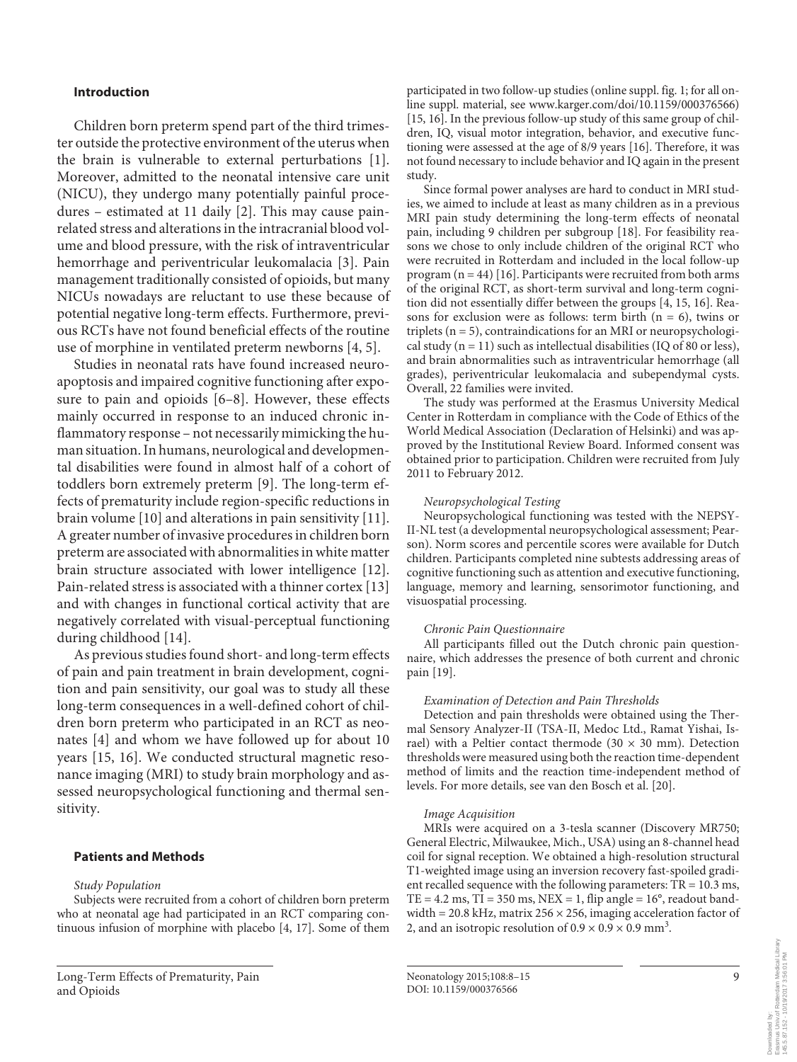## Introduction

Children born preterm spend part of the third trimester outside the protective environment of the uterus when the brain is vulnerable to external perturbations [1]. Moreover, admitted to the neonatal intensive care unit (NICU), they undergo many potentially painful procedures – estimated at 11 daily [2]. This may cause pain-related stress and alterations in the intracranial blood volume and blood pressure, with the risk of intraventricular hemorrhage and periventricular leukomalacia [3]. Pain management traditionally consisted of opioids, but many NICUs nowadays are reluctant to use these because of potential negative long-term effects. Furthermore, previous RCTs have not found beneficial effects of the routine use of morphine in ventilated preterm newborns [4, 5].

Studies in neonatal rats have found increased neuroapoptosis and impaired cognitive functioning after exposure to pain and opioids [6–8]. However, these effects mainly occurred in response to an induced chronic inflammatory response – not necessarily mimicking the human situation. In humans, neurological and developmental disabilities were found in almost half of a cohort of toddlers born extremely preterm [9]. The long-term effects of prematurity include region-specific reductions in brain volume [10] and alterations in pain sensitivity [11]. A greater number of invasive procedures in children born preterm are associated with abnormalities in white matter brain structure associated with lower intelligence [12]. Pain-related stress is associated with a thinner cortex [13] and with changes in functional cortical activity that are negatively correlated with visual-perceptual functioning during childhood [14].

As previous studies found short- and long-term effects of pain and pain treatment in brain development, cognition and pain sensitivity, our goal was to study all these long-term consequences in a well-defined cohort of children born preterm who participated in an RCT as neonates [4] and whom we have followed up for about 10 years [15, 16]. We conducted structural magnetic resonance imaging (MRI) to study brain morphology and assessed neuropsychological functioning and thermal sensitivity.

## Patients and Methods

*Study Population*

Subjects were recruited from a cohort of children born preterm who at neonatal age had participated in an RCT comparing continuous infusion of morphine with placebo [4, 17]. Some of them participated in two follow-up studies (online suppl. fig. 1; for all online suppl. material, see www.karger.com/doi/10.1159/000376566) [15, 16]. In the previous follow-up study of this same group of children, IQ, visual motor integration, behavior, and executive functioning were assessed at the age of 8/9 years [16]. Therefore, it was not found necessary to include behavior and IQ again in the present study.

Since formal power analyses are hard to conduct in MRI studies, we aimed to include at least as many children as in a previous MRI pain study determining the long-term effects of neonatal pain, including 9 children per subgroup [18]. For feasibility reasons we chose to only include children of the original RCT who were recruited in Rotterdam and included in the local follow-up program (n = 44) [16]. Participants were recruited from both arms of the original RCT, as short-term survival and long-term cognition did not essentially differ between the groups [4, 15, 16]. Reasons for exclusion were as follows: term birth (n = 6), twins or triplets (n = 5), contraindications for an MRI or neuropsychological study (n = 11) such as intellectual disabilities (IQ of 80 or less), and brain abnormalities such as intraventricular hemorrhage (all grades), periventricular leukomalacia and subependymal cysts. Overall, 22 families were invited.

The study was performed at the Erasmus University Medical Center in Rotterdam in compliance with the Code of Ethics of the World Medical Association (Declaration of Helsinki) and was approved by the Institutional Review Board. Informed consent was obtained prior to participation. Children were recruited from July 2011 to February 2012.

*Neuropsychological Testing*

Neuropsychological functioning was tested with the NEPSY-II-NL test (a developmental neuropsychological assessment; Pearson). Norm scores and percentile scores were available for Dutch children. Participants completed nine subtests addressing areas of cognitive functioning such as attention and executive functioning, language, memory and learning, sensorimotor functioning, and visuospatial processing.

*Chronic Pain Questionnaire*

All participants filled out the Dutch chronic pain questionnaire, which addresses the presence of both current and chronic pain [19].

*Examination of Detection and Pain Thresholds*

Detection and pain thresholds were obtained using the Thermal Sensory Analyzer-II (TSA-II, Medoc Ltd., Ramat Yishai, Israel) with a Peltier contact thermode (30 × 30 mm). Detection thresholds were measured using both the reaction time-dependent method of limits and the reaction time-independent method of levels. For more details, see van den Bosch et al. [20].

*Image Acquisition*

MRIs were acquired on a 3-tesla scanner (Discovery MR750; General Electric, Milwaukee, Mich., USA) using an 8-channel head coil for signal reception. We obtained a high-resolution structural T1-weighted image using an inversion recovery fast-spoiled gradient recalled sequence with the following parameters: TR = 10.3 ms, TE = 4.2 ms, TI = 350 ms, NEX = 1, flip angle = 16°, readout bandwidth = 20.8 kHz, matrix 256 × 256, imaging acceleration factor of 2, and an isotropic resolution of $0.9 \times 0.9 \times 0.9$ mm$^3$.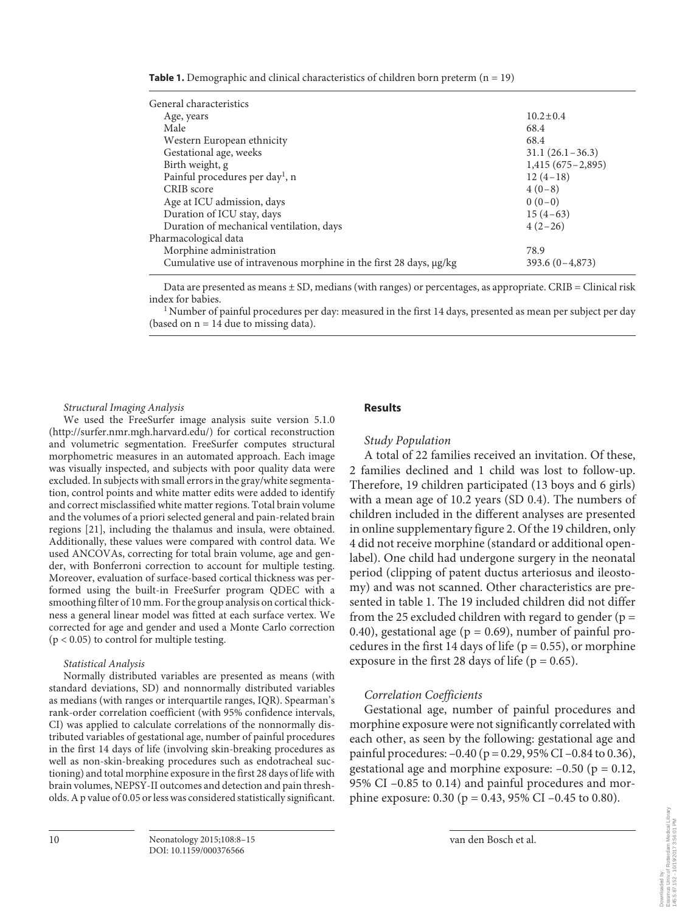**Table 1.** Demographic and clinical characteristics of children born preterm (n = 19)

| | |
|---|---|
| General characteristics | |
| Age, years | 10.2 ± 0.4 |
| Male | 68.4 |
| Western European ethnicity | 68.4 |
| Gestational age, weeks | 31.1 (26.1–36.3) |
| Birth weight, g | 1,415 (675–2,895) |
| Painful procedures per day[1], n | 12 (4–18) |
| CRIB score | 4 (0–8) |
| Age at ICU admission, days | 0 (0–0) |
| Duration of ICU stay, days | 15 (4–63) |
| Duration of mechanical ventilation, days | 4 (2–26) |
| Pharmacological data | |
| Morphine administration | 78.9 |
| Cumulative use of intravenous morphine in the first 28 days, μg/kg | 393.6 (0–4,873) |

Data are presented as means ± SD, medians (with ranges) or percentages, as appropriate. CRIB = Clinical risk index for babies.

[1] Number of painful procedures per day: measured in the first 14 days, presented as mean per subject per day (based on n = 14 due to missing data).

*Structural Imaging Analysis*

We used the FreeSurfer image analysis suite version 5.1.0 (http://surfer.nmr.mgh.harvard.edu/) for cortical reconstruction and volumetric segmentation. FreeSurfer computes structural morphometric measures in an automated approach. Each image was visually inspected, and subjects with poor quality data were excluded. In subjects with small errors in the gray/white segmentation, control points and white matter edits were added to identify and correct misclassified white matter regions. Total brain volume and the volumes of a priori selected general and pain-related brain regions [21], including the thalamus and insula, were obtained. Additionally, these values were compared with control data. We used ANCOVAs, correcting for total brain volume, age and gender, with Bonferroni correction to account for multiple testing. Moreover, evaluation of surface-based cortical thickness was performed using the built-in FreeSurfer program QDEC with a smoothing filter of 10 mm. For the group analysis on cortical thickness a general linear model was fitted at each surface vertex. We corrected for age and gender and used a Monte Carlo correction ($p < 0.05$) to control for multiple testing.

*Statistical Analysis*

Normally distributed variables are presented as means (with standard deviations, SD) and nonnormally distributed variables as medians (with ranges or interquartile ranges, IQR). Spearman's rank-order correlation coefficient (with 95% confidence intervals, CI) was applied to calculate correlations of the nonnormally distributed variables of gestational age, number of painful procedures in the first 14 days of life (involving skin-breaking procedures as well as non-skin-breaking procedures such as endotracheal suctioning) and total morphine exposure in the first 28 days of life with brain volumes, NEPSY-II outcomes and detection and pain thresholds. A p value of 0.05 or less was considered statistically significant.

## Results

*Study Population*

A total of 22 families received an invitation. Of these, 2 families declined and 1 child was lost to follow-up. Therefore, 19 children participated (13 boys and 6 girls) with a mean age of 10.2 years (SD 0.4). The numbers of children included in the different analyses are presented in online supplementary figure 2. Of the 19 children, only 4 did not receive morphine (standard or additional open-label). One child had undergone surgery in the neonatal period (clipping of patent ductus arteriosus and ileostomy) and was not scanned. Other characteristics are presented in table 1. The 19 included children did not differ from the 25 excluded children with regard to gender ($p = 0.40$), gestational age ($p = 0.69$), number of painful procedures in the first 14 days of life ($p = 0.55$), or morphine exposure in the first 28 days of life ($p = 0.65$).

*Correlation Coefficients*

Gestational age, number of painful procedures and morphine exposure were not significantly correlated with each other, as seen by the following: gestational age and painful procedures: –0.40 ($p = 0.29$, 95% CI –0.84 to 0.36), gestational age and morphine exposure: –0.50 ($p = 0.12$, 95% CI –0.85 to 0.14) and painful procedures and morphine exposure: 0.30 ($p = 0.43$, 95% CI –0.45 to 0.80).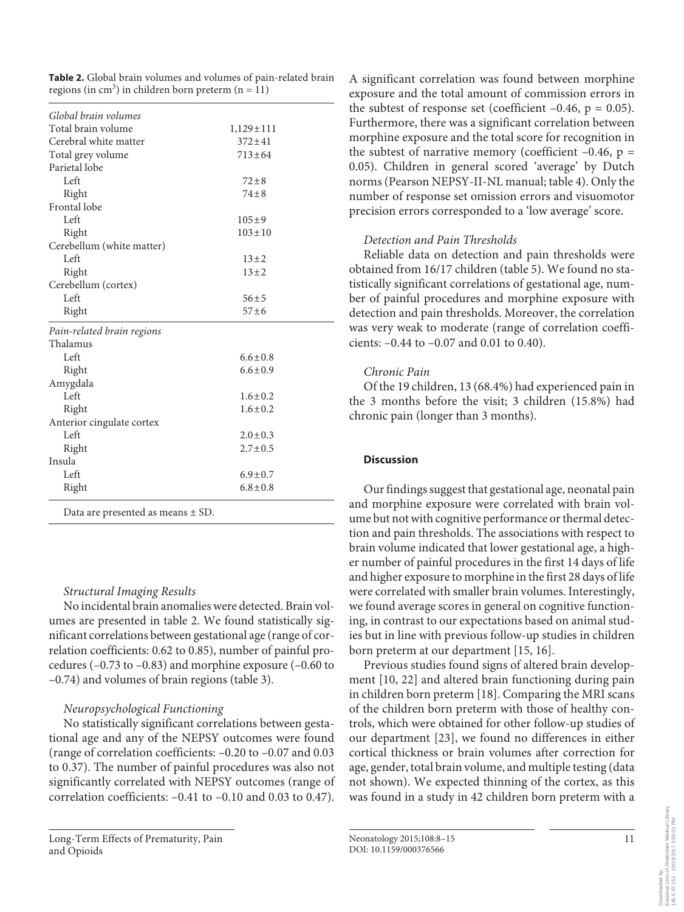**Table 2.** Global brain volumes and volumes of pain-related brain regions (in $cm^3$) in children born preterm (n = 11)

| | |
|---|---|
| *Global brain volumes* | |
| Total brain volume | 1,129±111 |
| Cerebral white matter | 372±41 |
| Total grey volume | 713±64 |
| Parietal lobe | |
| Left | 72±8 |
| Right | 74±8 |
| Frontal lobe | |
| Left | 105±9 |
| Right | 103±10 |
| Cerebellum (white matter) | |
| Left | 13±2 |
| Right | 13±2 |
| Cerebellum (cortex) | |
| Left | 56±5 |
| Right | 57±6 |
| *Pain-related brain regions* | |
| Thalamus | |
| Left | 6.6±0.8 |
| Right | 6.6±0.9 |
| Amygdala | |
| Left | 1.6±0.2 |
| Right | 1.6±0.2 |
| Anterior cingulate cortex | |
| Left | 2.0±0.3 |
| Right | 2.7±0.5 |
| Insula | |
| Left | 6.9±0.7 |
| Right | 6.8±0.8 |

Data are presented as means ± SD.

### *Structural Imaging Results*

No incidental brain anomalies were detected. Brain volumes are presented in table 2. We found statistically significant correlations between gestational age (range of correlation coefficients: 0.62 to 0.85), number of painful procedures (–0.73 to –0.83) and morphine exposure (–0.60 to –0.74) and volumes of brain regions (table 3).

### *Neuropsychological Functioning*

No statistically significant correlations between gestational age and any of the NEPSY outcomes were found (range of correlation coefficients: –0.20 to –0.07 and 0.03 to 0.37). The number of painful procedures was also not significantly correlated with NEPSY outcomes (range of correlation coefficients: –0.41 to –0.10 and 0.03 to 0.47). A significant correlation was found between morphine exposure and the total amount of commission errors in the subtest of response set (coefficient –0.46, p = 0.05). Furthermore, there was a significant correlation between morphine exposure and the total score for recognition in the subtest of narrative memory (coefficient –0.46, p = 0.05). Children in general scored 'average' by Dutch norms (Pearson NEPSY-II-NL manual; table 4). Only the number of response set omission errors and visuomotor precision errors corresponded to a 'low average' score.

### *Detection and Pain Thresholds*

Reliable data on detection and pain thresholds were obtained from 16/17 children (table 5). We found no statistically significant correlations of gestational age, number of painful procedures and morphine exposure with detection and pain thresholds. Moreover, the correlation was very weak to moderate (range of correlation coefficients: –0.44 to –0.07 and 0.01 to 0.40).

### *Chronic Pain*

Of the 19 children, 13 (68.4%) had experienced pain in the 3 months before the visit; 3 children (15.8%) had chronic pain (longer than 3 months).

## **Discussion**

Our findings suggest that gestational age, neonatal pain and morphine exposure were correlated with brain volume but not with cognitive performance or thermal detection and pain thresholds. The associations with respect to brain volume indicated that lower gestational age, a higher number of painful procedures in the first 14 days of life and higher exposure to morphine in the first 28 days of life were correlated with smaller brain volumes. Interestingly, we found average scores in general on cognitive functioning, in contrast to our expectations based on animal studies but in line with previous follow-up studies in children born preterm at our department [15, 16].

Previous studies found signs of altered brain development [10, 22] and altered brain functioning during pain in children born preterm [18]. Comparing the MRI scans of the children born preterm with those of healthy controls, which were obtained for other follow-up studies of our department [23], we found no differences in either cortical thickness or brain volumes after correction for age, gender, total brain volume, and multiple testing (data not shown). We expected thinning of the cortex, as this was found in a study in 42 children born preterm with a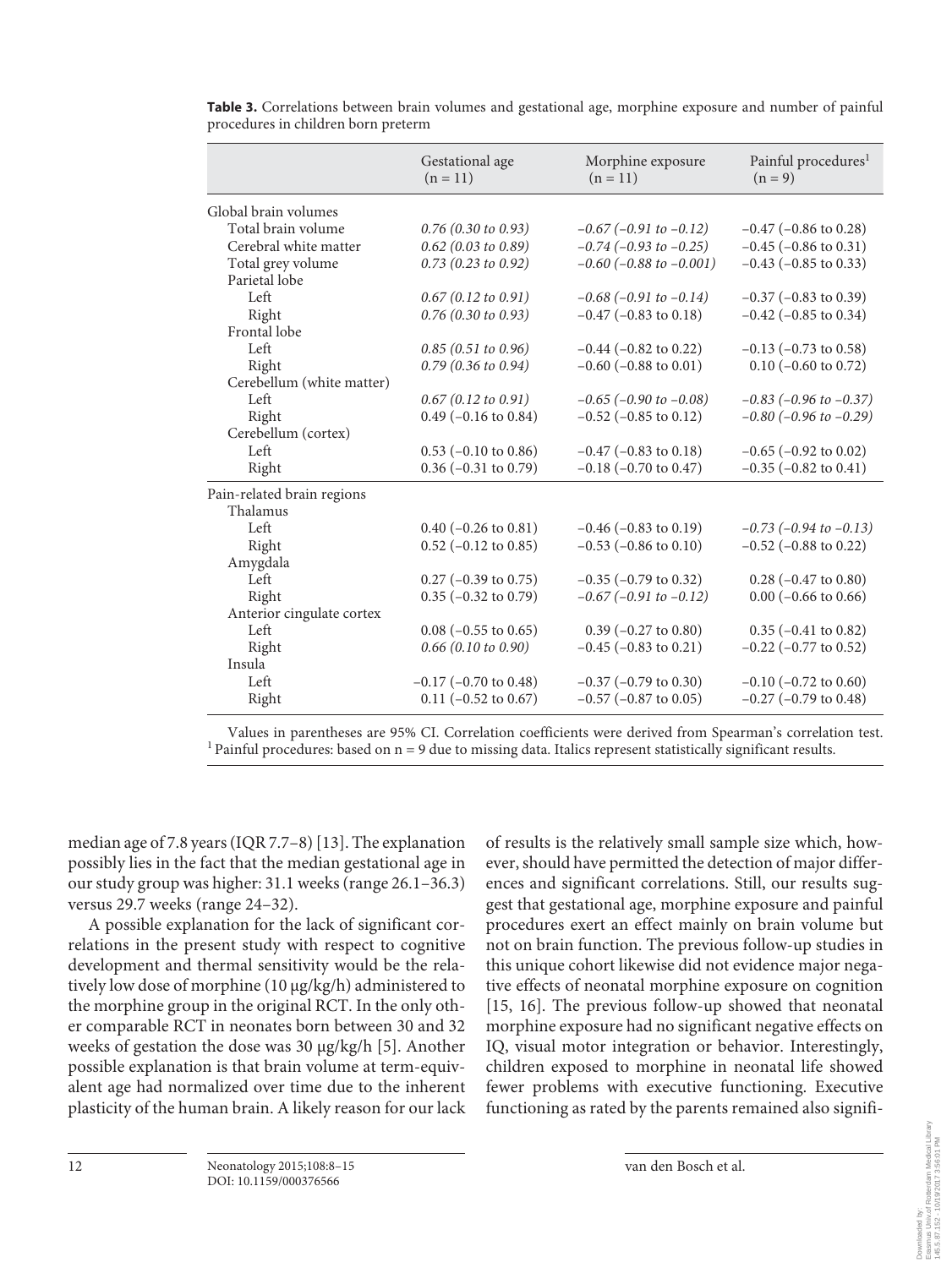**Table 3.** Correlations between brain volumes and gestational age, morphine exposure and number of painful procedures in children born preterm

| | Gestational age (n = 11) | Morphine exposure (n = 11) | Painful procedures[1] (n = 9) |
|---|---|---|---|
| Global brain volumes | | | |
| Total brain volume | *0.76 (0.30 to 0.93)* | *–0.67 (–0.91 to –0.12)* | –0.47 (–0.86 to 0.28) |
| Cerebral white matter | *0.62 (0.03 to 0.89)* | *–0.74 (–0.93 to –0.25)* | –0.45 (–0.86 to 0.31) |
| Total grey volume | *0.73 (0.23 to 0.92)* | *–0.60 (–0.88 to –0.001)* | –0.43 (–0.85 to 0.33) |
| Parietal lobe | | | |
| Left | *0.67 (0.12 to 0.91)* | *–0.68 (–0.91 to –0.14)* | –0.37 (–0.83 to 0.39) |
| Right | *0.76 (0.30 to 0.93)* | –0.47 (–0.83 to 0.18) | –0.42 (–0.85 to 0.34) |
| Frontal lobe | | | |
| Left | *0.85 (0.51 to 0.96)* | –0.44 (–0.82 to 0.22) | –0.13 (–0.73 to 0.58) |
| Right | *0.79 (0.36 to 0.94)* | –0.60 (–0.88 to 0.01) | 0.10 (–0.60 to 0.72) |
| Cerebellum (white matter) | | | |
| Left | *0.67 (0.12 to 0.91)* | *–0.65 (–0.90 to –0.08)* | *–0.83 (–0.96 to –0.37)* |
| Right | 0.49 (–0.16 to 0.84) | –0.52 (–0.85 to 0.12) | *–0.80 (–0.96 to –0.29)* |
| Cerebellum (cortex) | | | |
| Left | 0.53 (–0.10 to 0.86) | –0.47 (–0.83 to 0.18) | –0.65 (–0.92 to 0.02) |
| Right | 0.36 (–0.31 to 0.79) | –0.18 (–0.70 to 0.47) | –0.35 (–0.82 to 0.41) |
| Pain-related brain regions | | | |
| Thalamus | | | |
| Left | 0.40 (–0.26 to 0.81) | –0.46 (–0.83 to 0.19) | *–0.73 (–0.94 to –0.13)* |
| Right | 0.52 (–0.12 to 0.85) | –0.53 (–0.86 to 0.10) | –0.52 (–0.88 to 0.22) |
| Amygdala | | | |
| Left | 0.27 (–0.39 to 0.75) | –0.35 (–0.79 to 0.32) | 0.28 (–0.47 to 0.80) |
| Right | 0.35 (–0.32 to 0.79) | *–0.67 (–0.91 to –0.12)* | 0.00 (–0.66 to 0.66) |
| Anterior cingulate cortex | | | |
| Left | 0.08 (–0.55 to 0.65) | 0.39 (–0.27 to 0.80) | 0.35 (–0.41 to 0.82) |
| Right | *0.66 (0.10 to 0.90)* | –0.45 (–0.83 to 0.21) | –0.22 (–0.77 to 0.52) |
| Insula | | | |
| Left | –0.17 (–0.70 to 0.48) | –0.37 (–0.79 to 0.30) | –0.10 (–0.72 to 0.60) |
| Right | 0.11 (–0.52 to 0.67) | –0.57 (–0.87 to 0.05) | –0.27 (–0.79 to 0.48) |

Values in parentheses are 95% CI. Correlation coefficients were derived from Spearman's correlation test. [1] Painful procedures: based on n = 9 due to missing data. Italics represent statistically significant results.

median age of 7.8 years (IQR 7.7–8) [13]. The explanation possibly lies in the fact that the median gestational age in our study group was higher: 31.1 weeks (range 26.1–36.3) versus 29.7 weeks (range 24–32).

A possible explanation for the lack of significant correlations in the present study with respect to cognitive development and thermal sensitivity would be the relatively low dose of morphine (10 μg/kg/h) administered to the morphine group in the original RCT. In the only other comparable RCT in neonates born between 30 and 32 weeks of gestation the dose was 30 μg/kg/h [5]. Another possible explanation is that brain volume at term-equivalent age had normalized over time due to the inherent plasticity of the human brain. A likely reason for our lack of results is the relatively small sample size which, however, should have permitted the detection of major differences and significant correlations. Still, our results suggest that gestational age, morphine exposure and painful procedures exert an effect mainly on brain volume but not on brain function. The previous follow-up studies in this unique cohort likewise did not evidence major negative effects of neonatal morphine exposure on cognition [15, 16]. The previous follow-up showed that neonatal morphine exposure had no significant negative effects on IQ, visual motor integration or behavior. Interestingly, children exposed to morphine in neonatal life showed fewer problems with executive functioning. Executive functioning as rated by the parents remained also signifi-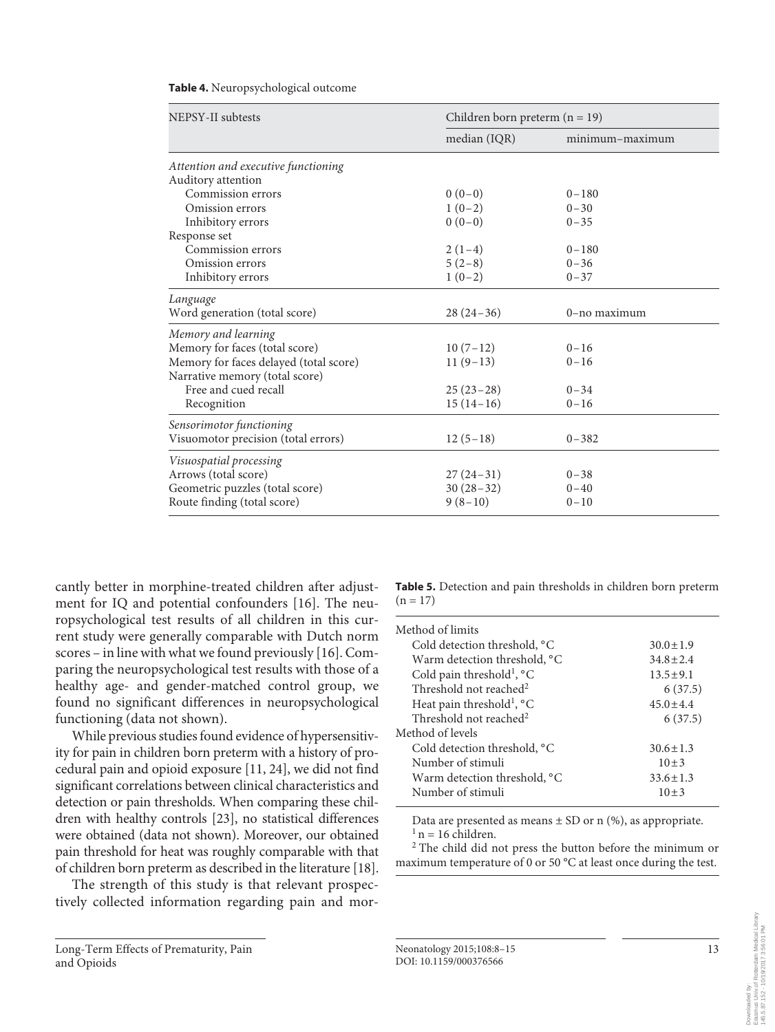**Table 4.** Neuropsychological outcome

| NEPSY-II subtests | Children born preterm (n = 19) | |
|---|---|---|
| | median (IQR) | minimum–maximum |
| *Attention and executive functioning* | | |
| Auditory attention | | |
| Commission errors | 0 (0–0) | 0–180 |
| Omission errors | 1 (0–2) | 0–30 |
| Inhibitory errors | 0 (0–0) | 0–35 |
| Response set | | |
| Commission errors | 2 (1–4) | 0–180 |
| Omission errors | 5 (2–8) | 0–36 |
| Inhibitory errors | 1 (0–2) | 0–37 |
| *Language* | | |
| Word generation (total score) | 28 (24–36) | 0–no maximum |
| *Memory and learning* | | |
| Memory for faces (total score) | 10 (7–12) | 0–16 |
| Memory for faces delayed (total score) | 11 (9–13) | 0–16 |
| Narrative memory (total score) | | |
| Free and cued recall | 25 (23–28) | 0–34 |
| Recognition | 15 (14–16) | 0–16 |
| *Sensorimotor functioning* | | |
| Visuomotor precision (total errors) | 12 (5–18) | 0–382 |
| *Visuospatial processing* | | |
| Arrows (total score) | 27 (24–31) | 0–38 |
| Geometric puzzles (total score) | 30 (28–32) | 0–40 |
| Route finding (total score) | 9 (8–10) | 0–10 |

cantly better in morphine-treated children after adjustment for IQ and potential confounders [16]. The neuropsychological test results of all children in this current study were generally comparable with Dutch norm scores – in line with what we found previously [16]. Comparing the neuropsychological test results with those of a healthy age- and gender-matched control group, we found no significant differences in neuropsychological functioning (data not shown).

While previous studies found evidence of hypersensitivity for pain in children born preterm with a history of procedural pain and opioid exposure [11, 24], we did not find significant correlations between clinical characteristics and detection or pain thresholds. When comparing these children with healthy controls [23], no statistical differences were obtained (data not shown). Moreover, our obtained pain threshold for heat was roughly comparable with that of children born preterm as described in the literature [18].

The strength of this study is that relevant prospectively collected information regarding pain and mor-

**Table 5.** Detection and pain thresholds in children born preterm (n = 17)

| | |
|---|---|
| Method of limits | |
| Cold detection threshold, °C | 30.0±1.9 |
| Warm detection threshold, °C | 34.8±2.4 |
| Cold pain threshold[1], °C | 13.5±9.1 |
| Threshold not reached[2] | 6 (37.5) |
| Heat pain threshold[1], °C | 45.0±4.4 |
| Threshold not reached[2] | 6 (37.5) |
| Method of levels | |
| Cold detection threshold, °C | 30.6±1.3 |
| Number of stimuli | 10±3 |
| Warm detection threshold, °C | 33.6±1.3 |
| Number of stimuli | 10±3 |

Data are presented as means ± SD or n (%), as appropriate.
[1] n = 16 children.
[2] The child did not press the button before the minimum or maximum temperature of 0 or 50 °C at least once during the test.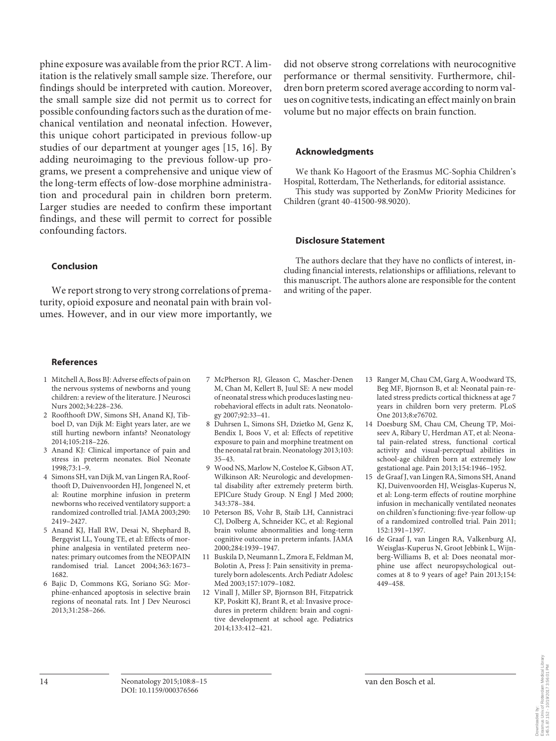phine exposure was available from the prior RCT. A limitation is the relatively small sample size. Therefore, our findings should be interpreted with caution. Moreover, the small sample size did not permit us to correct for possible confounding factors such as the duration of mechanical ventilation and neonatal infection. However, this unique cohort participated in previous follow-up studies of our department at younger ages [15, 16]. By adding neuroimaging to the previous follow-up programs, we present a comprehensive and unique view of the long-term effects of low-dose morphine administration and procedural pain in children born preterm. Larger studies are needed to confirm these important findings, and these will permit to correct for possible confounding factors.

## Conclusion

We report strong to very strong correlations of prematurity, opioid exposure and neonatal pain with brain volumes. However, and in our view more importantly, we did not observe strong correlations with neurocognitive performance or thermal sensitivity. Furthermore, children born preterm scored average according to norm values on cognitive tests, indicating an effect mainly on brain volume but no major effects on brain function.

## Acknowledgments

We thank Ko Hagoort of the Erasmus MC-Sophia Children's Hospital, Rotterdam, The Netherlands, for editorial assistance.

This study was supported by ZonMw Priority Medicines for Children (grant 40-41500-98.9020).

## Disclosure Statement

The authors declare that they have no conflicts of interest, including financial interests, relationships or affiliations, relevant to this manuscript. The authors alone are responsible for the content and writing of the paper.

## References

1. Mitchell A, Boss BJ: Adverse effects of pain on the nervous systems of newborns and young children: a review of the literature. J Neurosci Nurs 2002;34:228–236.
2. Roofthooft DW, Simons SH, Anand KJ, Tibboel D, van Dijk M: Eight years later, are we still hurting newborn infants? Neonatology 2014;105:218–226.
3. Anand KJ: Clinical importance of pain and stress in preterm neonates. Biol Neonate 1998;73:1–9.
4. Simons SH, van Dijk M, van Lingen RA, Roofthooft D, Duivenvoorden HJ, Jongeneel N, et al: Routine morphine infusion in preterm newborns who received ventilatory support: a randomized controlled trial. JAMA 2003;290:2419–2427.
5. Anand KJ, Hall RW, Desai N, Shephard B, Bergqvist LL, Young TE, et al: Effects of morphine analgesia in ventilated preterm neonates: primary outcomes from the NEOPAIN randomised trial. Lancet 2004;363:1673–1682.
6. Bajic D, Commons KG, Soriano SG: Morphine-enhanced apoptosis in selective brain regions of neonatal rats. Int J Dev Neurosci 2013;31:258–266.
7. McPherson RJ, Gleason C, Mascher-Denen M, Chan M, Kellert B, Juul SE: A new model of neonatal stress which produces lasting neurobehavioral effects in adult rats. Neonatology 2007;92:33–41.
8. Duhrsen L, Simons SH, Dzietko M, Genz K, Bendix I, Boos V, et al: Effects of repetitive exposure to pain and morphine treatment on the neonatal rat brain. Neonatology 2013;103:35–43.
9. Wood NS, Marlow N, Costeloe K, Gibson AT, Wilkinson AR: Neurologic and developmental disability after extremely preterm birth. EPICure Study Group. N Engl J Med 2000;343:378–384.
10. Peterson BS, Vohr B, Staib LH, Cannistraci CJ, Dolberg A, Schneider KC, et al: Regional brain volume abnormalities and long-term cognitive outcome in preterm infants. JAMA 2000;284:1939–1947.
11. Buskila D, Neumann L, Zmora E, Feldman M, Bolotin A, Press J: Pain sensitivity in prematurely born adolescents. Arch Pediatr Adolesc Med 2003;157:1079–1082.
12. Vinall J, Miller SP, Bjornson BH, Fitzpatrick KP, Poskitt KJ, Brant R, et al: Invasive procedures in preterm children: brain and cognitive development at school age. Pediatrics 2014;133:412–421.
13. Ranger M, Chau CM, Garg A, Woodward TS, Beg MF, Bjornson B, et al: Neonatal pain-related stress predicts cortical thickness at age 7 years in children born very preterm. PLoS One 2013;8:e76702.
14. Doesburg SM, Chau CM, Cheung TP, Moiseev A, Ribary U, Herdman AT, et al: Neonatal pain-related stress, functional cortical activity and visual-perceptual abilities in school-age children born at extremely low gestational age. Pain 2013;154:1946–1952.
15. de Graaf J, van Lingen RA, Simons SH, Anand KJ, Duivenvoorden HJ, Weisglas-Kuperus N, et al: Long-term effects of routine morphine infusion in mechanically ventilated neonates on children's functioning: five-year follow-up of a randomized controlled trial. Pain 2011;152:1391–1397.
16. de Graaf J, van Lingen RA, Valkenburg AJ, Weisglas-Kuperus N, Groot Jebbink L, Wijnberg-Williams B, et al: Does neonatal morphine use affect neuropsychological outcomes at 8 to 9 years of age? Pain 2013;154:449–458.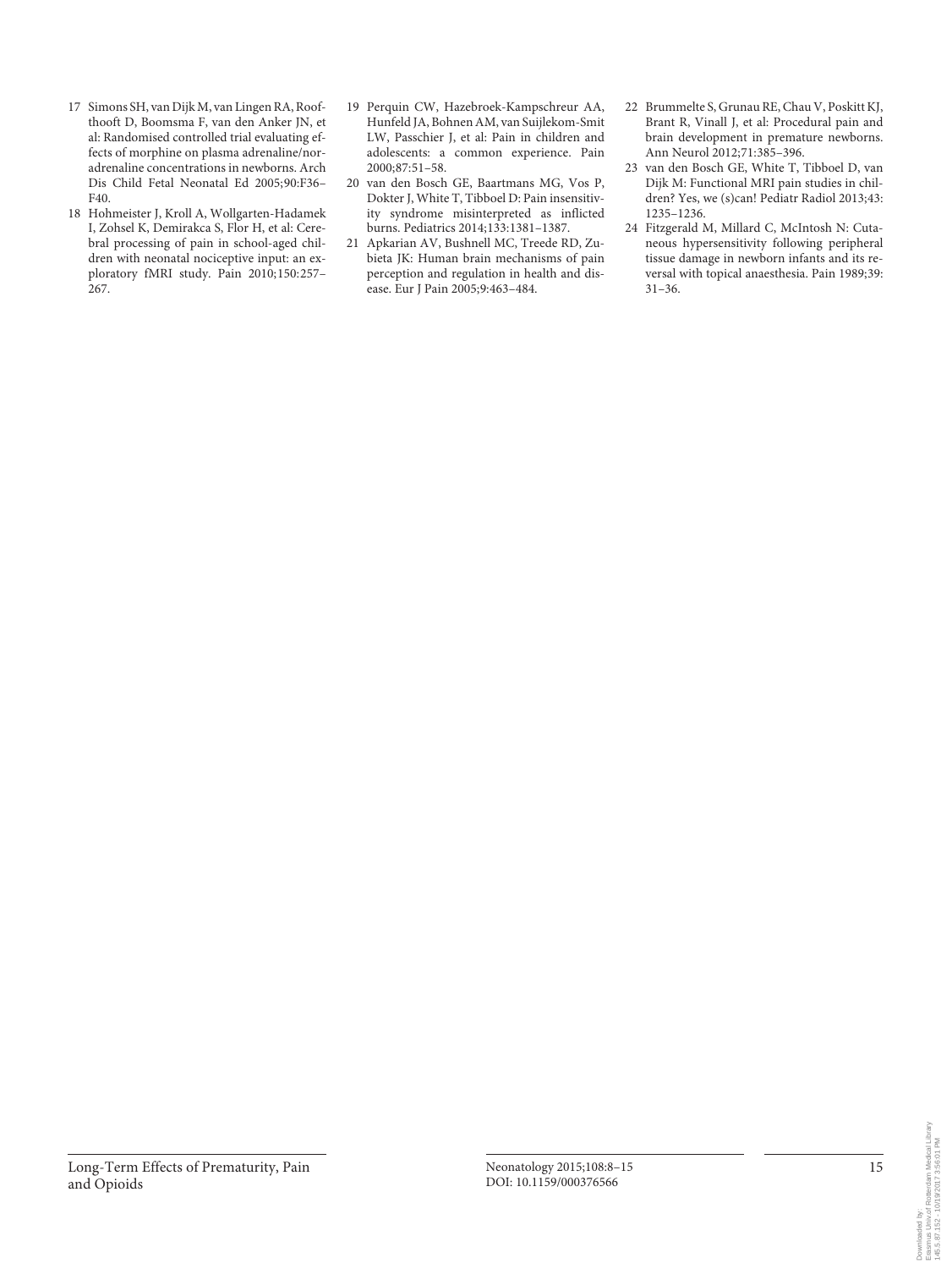17 Simons SH, van Dijk M, van Lingen RA, Roofthooft D, Boomsma F, van den Anker JN, et al: Randomised controlled trial evaluating effects of morphine on plasma adrenaline/noradrenaline concentrations in newborns. Arch Dis Child Fetal Neonatal Ed 2005;90:F36–F40.

18 Hohmeister J, Kroll A, Wollgarten-Hadamek I, Zohsel K, Demirakca S, Flor H, et al: Cerebral processing of pain in school-aged children with neonatal nociceptive input: an exploratory fMRI study. Pain 2010;150:257–267.

19 Perquin CW, Hazebroek-Kampschreur AA, Hunfeld JA, Bohnen AM, van Suijlekom-Smit LW, Passchier J, et al: Pain in children and adolescents: a common experience. Pain 2000;87:51–58.

20 van den Bosch GE, Baartmans MG, Vos P, Dokter J, White T, Tibboel D: Pain insensitivity syndrome misinterpreted as inflicted burns. Pediatrics 2014;133:1381–1387.

21 Apkarian AV, Bushnell MC, Treede RD, Zubieta JK: Human brain mechanisms of pain perception and regulation in health and disease. Eur J Pain 2005;9:463–484.

22 Brummelte S, Grunau RE, Chau V, Poskitt KJ, Brant R, Vinall J, et al: Procedural pain and brain development in premature newborns. Ann Neurol 2012;71:385–396.

23 van den Bosch GE, White T, Tibboel D, van Dijk M: Functional MRI pain studies in children? Yes, we (s)can! Pediatr Radiol 2013;43:1235–1236.

24 Fitzgerald M, Millard C, McIntosh N: Cutaneous hypersensitivity following peripheral tissue damage in newborn infants and its reversal with topical anaesthesia. Pain 1989;39:31–36.